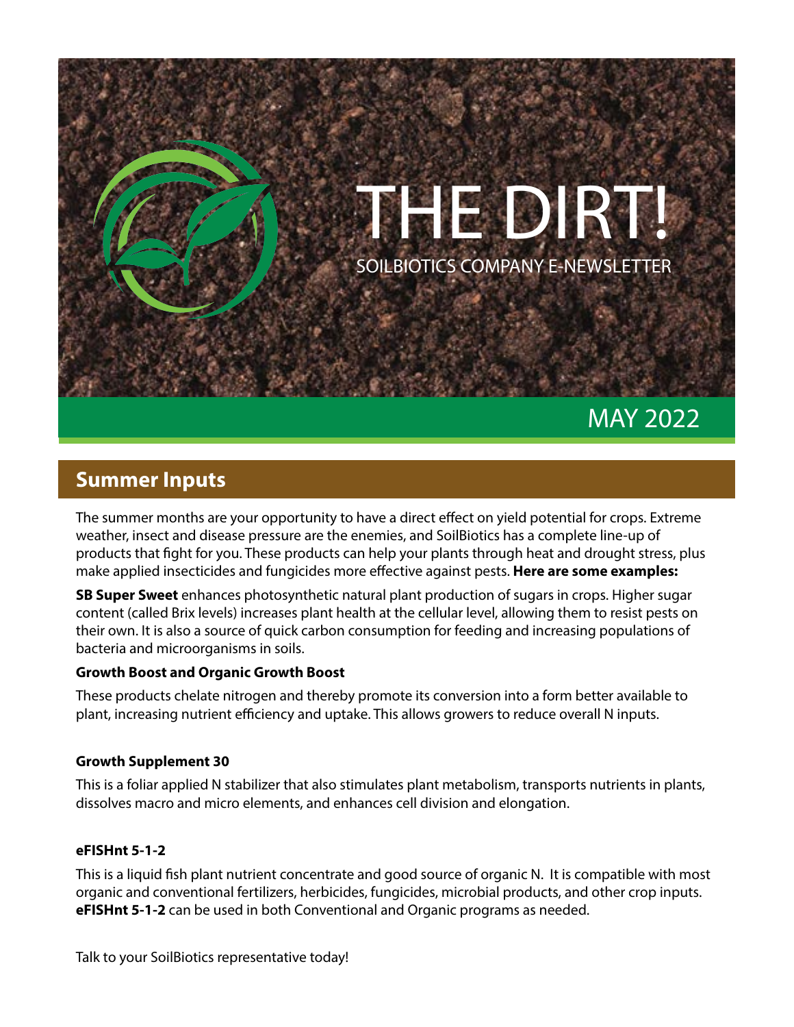# THE DIRT!

SOILBIOTICS COMPANY E-NEWSLETTER

MAY 2022

## Summer Inputs

The summer months are your opportunity to have a direct effect on yield potential for crops. Extreme weather, insect and disease pressure are the enemies, and SoilBiotics has a complete line-up of products that fight for you. These products can help your plants through heat and drought stress, plus make applied insecticides and fungicides more effective against pests. **Here are some examples:**

**SB Super Sweet** enhances photosynthetic natural plant production of sugars in crops. Higher sugar content (called Brix levels) increases plant health at the cellular level, allowing them to resist pests on their own. It is also a source of quick carbon consumption for feeding and increasing populations of bacteria and microorganisms in soils.

**Growth Boost and Organic Growth Boost**

These products chelate nitrogen and thereby promote its conversion into a form better available to plant, increasing nutrient efficiency and uptake. This allows growers to reduce overall N inputs.

**Growth Supplement 30**

This is a foliar applied N stabilizer that also stimulates plant metabolism, transports nutrients in plants, dissolves macro and micro elements, and enhances cell division and elongation.

**eFISHnt 5-1-2**

This is a liquid fish plant nutrient concentrate and good source of organic N. It is compatible with most organic and conventional fertilizers, herbicides, fungicides, microbial products, and other crop inputs. **eFISHnt 5-1-2** can be used in both Conventional and Organic programs as needed.

Talk to your SoilBiotics representative today!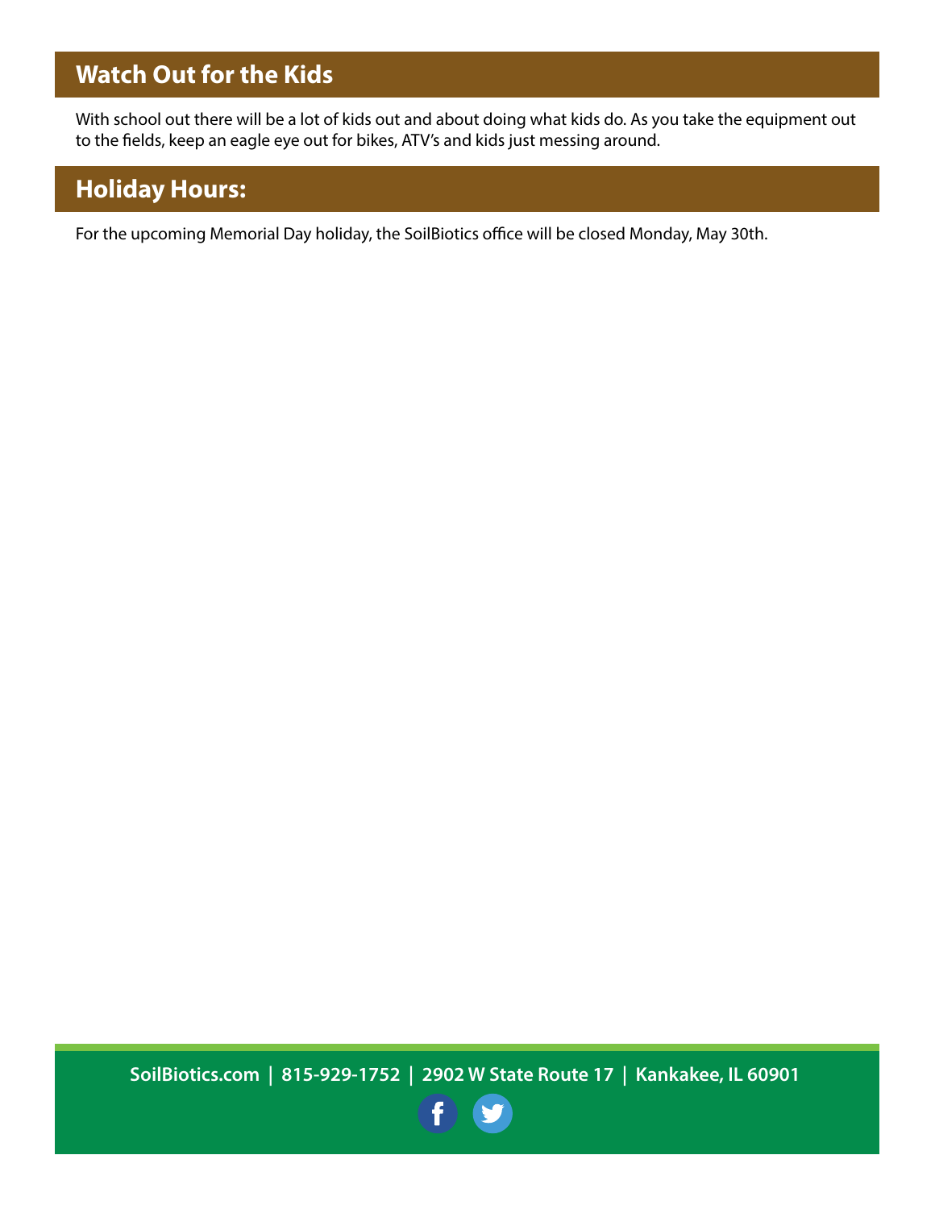## Watch Out for the Kids

With school out there will be a lot of kids out and about doing what kids do. As you take the equipment out to the fields, keep an eagle eye out for bikes, ATV's and kids just messing around.

## Holiday Hours:

For the upcoming Memorial Day holiday, the SoilBiotics office will be closed Monday, May 30th.

**SoilBiotics.com | 815-929-1752 | 2902 W State Route 17 | Kankakee, IL 60901**